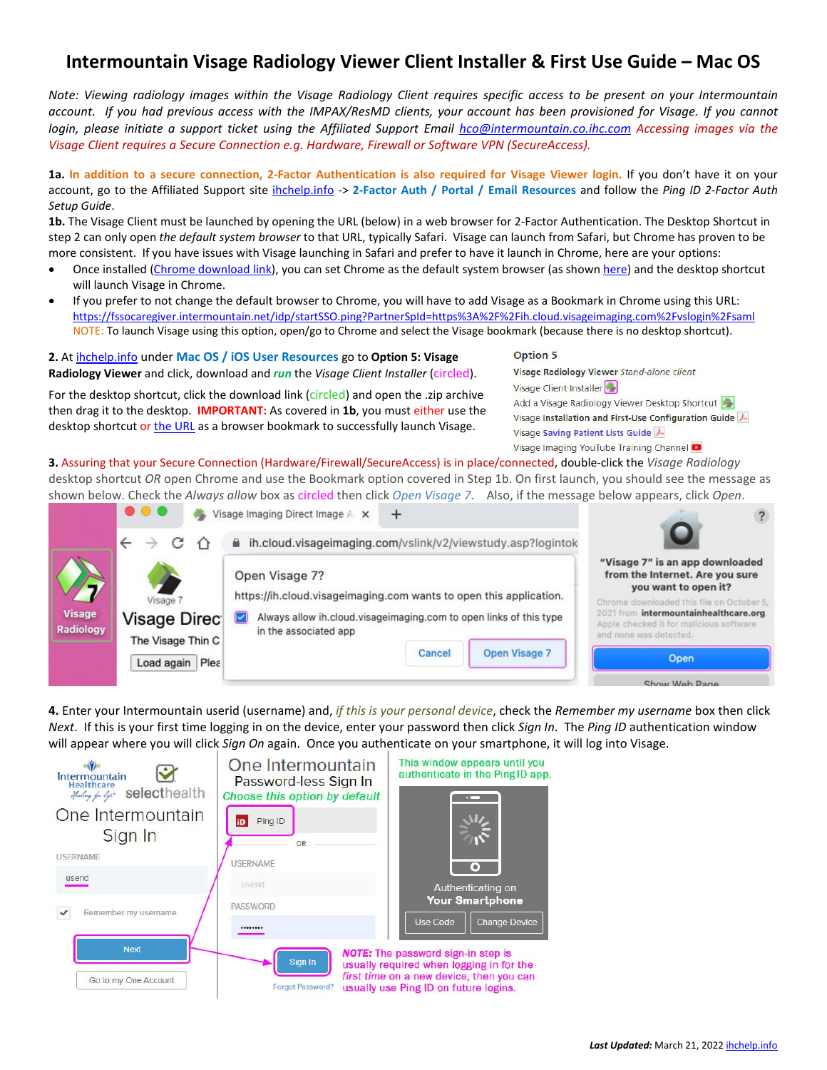# Intermountain Visage Radiology Viewer Client Installer & First Use Guide – Mac OS

*Note: Viewing radiology images within the Visage Radiology Client requires specific access to be present on your Intermountain account. If you had previous access with the IMPAX/ResMD clients, your account has been provisioned for Visage. If you cannot login, please initiate a support ticket using the Affiliated Support Email hco@intermountain.co.ihc.com Accessing images via the Visage Client requires a Secure Connection e.g. Hardware, Firewall or Software VPN (SecureAccess).*

**1a. In addition to a secure connection, 2-Factor Authentication is also required for Visage Viewer login.** If you don't have it on your account, go to the Affiliated Support site ihchelp.info -> **2-Factor Auth / Portal / Email Resources** and follow the *Ping ID 2-Factor Auth Setup Guide*.

**1b.** The Visage Client must be launched by opening the URL (below) in a web browser for 2-Factor Authentication. The Desktop Shortcut in step 2 can only open *the default system browser* to that URL, typically Safari. Visage can launch from Safari, but Chrome has proven to be more consistent. If you have issues with Visage launching in Safari and prefer to have it launch in Chrome, here are your options:

- Once installed (Chrome download link), you can set Chrome as the default system browser (as shown here) and the desktop shortcut will launch Visage in Chrome.
- If you prefer to not change the default browser to Chrome, you will have to add Visage as a Bookmark in Chrome using this URL: https://fssocaregiver.intermountain.net/idp/startSSO.ping?PartnerSpId=https%3A%2F%2Fih.cloud.visageimaging.com%2Fvslogin%2Fsaml
  NOTE: To launch Visage using this option, open/go to Chrome and select the Visage bookmark (because there is no desktop shortcut).

**2.** At ihchelp.info under **Mac OS / iOS User Resources** go to **Option 5: Visage Radiology Viewer** and click, download and ***run*** the *Visage Client Installer* (circled).

For the desktop shortcut, click the download link (circled) and open the .zip archive then drag it to the desktop. **IMPORTANT:** As covered in **1b**, you must either use the desktop shortcut or the URL as a browser bookmark to successfully launch Visage.

Option 5
Visage Radiology Viewer *Stand-alone client*
Visage Client Installer
Add a Visage Radiology Viewer Desktop Shortcut
Visage Installation and First-Use Configuration Guide
Visage Saving Patient Lists Guide
Visage Imaging YouTube Training Channel

**3.** Assuring that your Secure Connection (Hardware/Firewall/SecureAccess) is in place/connected, double-click the *Visage Radiology* desktop shortcut *OR* open Chrome and use the Bookmark option covered in Step 1b. On first launch, you should see the message as shown below. Check the *Always allow* box as circled then click *Open Visage 7*. Also, if the message below appears, click *Open*.

**4.** Enter your Intermountain userid (username) and, *if this is your personal device*, check the *Remember my username* box then click *Next*. If this is your first time logging in on the device, enter your password then click *Sign In*. The *Ping ID* authentication window will appear where you will click *Sign On* again. Once you authenticate on your smartphone, it will log into Visage.

*One Intermountain Password-less Sign In* — *Choose this option by default*

This window appears until you authenticate in the Ping ID app.

***NOTE:*** The password sign-in step is usually required when logging in for the *first time* on a new device, then you can usually use Ping ID on future logins.

***Last Updated:*** March 21, 2022 ihchelp.info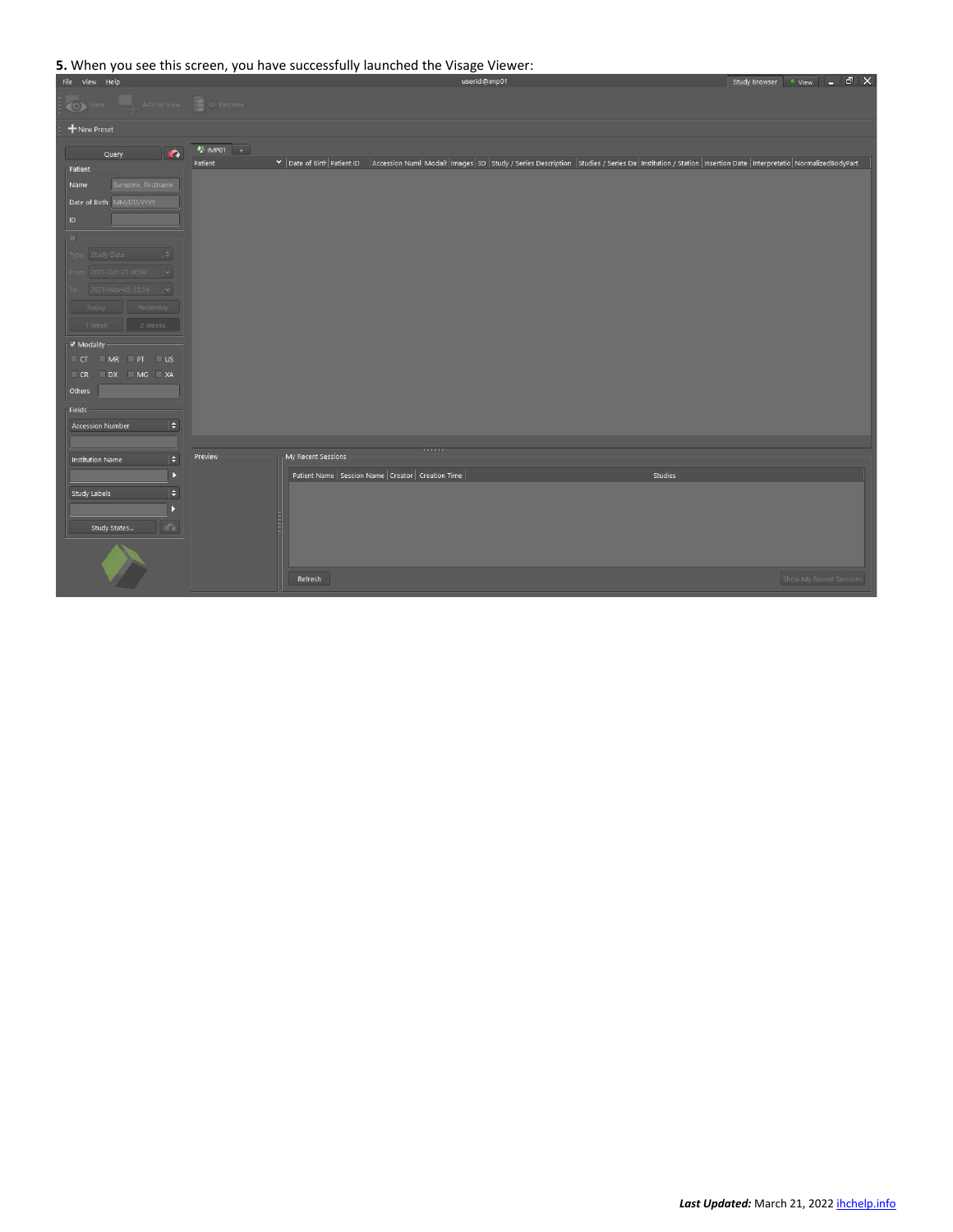**5.** When you see this screen, you have successfully launched the Visage Viewer: